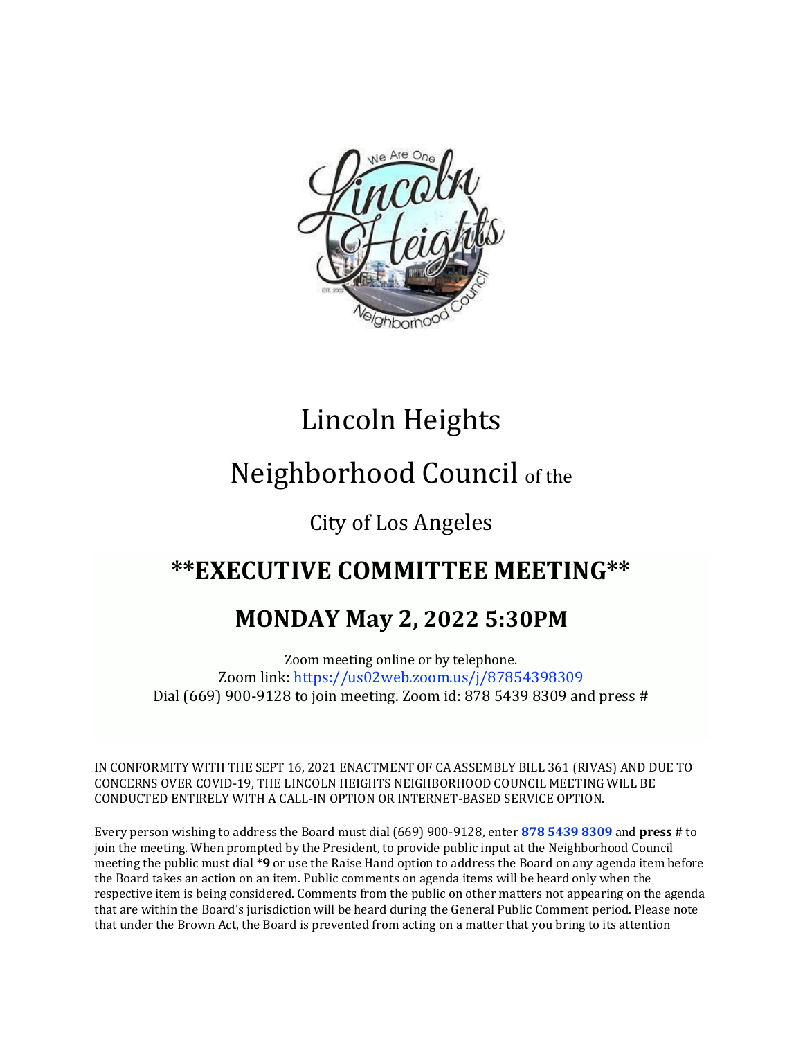# Lincoln Heights

# Neighborhood Council of the

## City of Los Angeles

## **EXECUTIVE COMMITTEE MEETING**

## MONDAY May 2, 2022 5:30PM

Zoom meeting online or by telephone.
Zoom link: https://us02web.zoom.us/j/87854398309
Dial (669) 900-9128 to join meeting. Zoom id: 878 5439 8309 and press #

IN CONFORMITY WITH THE SEPT 16, 2021 ENACTMENT OF CA ASSEMBLY BILL 361 (RIVAS) AND DUE TO CONCERNS OVER COVID-19, THE LINCOLN HEIGHTS NEIGHBORHOOD COUNCIL MEETING WILL BE CONDUCTED ENTIRELY WITH A CALL-IN OPTION OR INTERNET-BASED SERVICE OPTION.

Every person wishing to address the Board must dial (669) 900-9128, enter **878 5439 8309** and **press #** to join the meeting. When prompted by the President, to provide public input at the Neighborhood Council meeting the public must dial ***9** or use the Raise Hand option to address the Board on any agenda item before the Board takes an action on an item. Public comments on agenda items will be heard only when the respective item is being considered. Comments from the public on other matters not appearing on the agenda that are within the Board's jurisdiction will be heard during the General Public Comment period. Please note that under the Brown Act, the Board is prevented from acting on a matter that you bring to its attention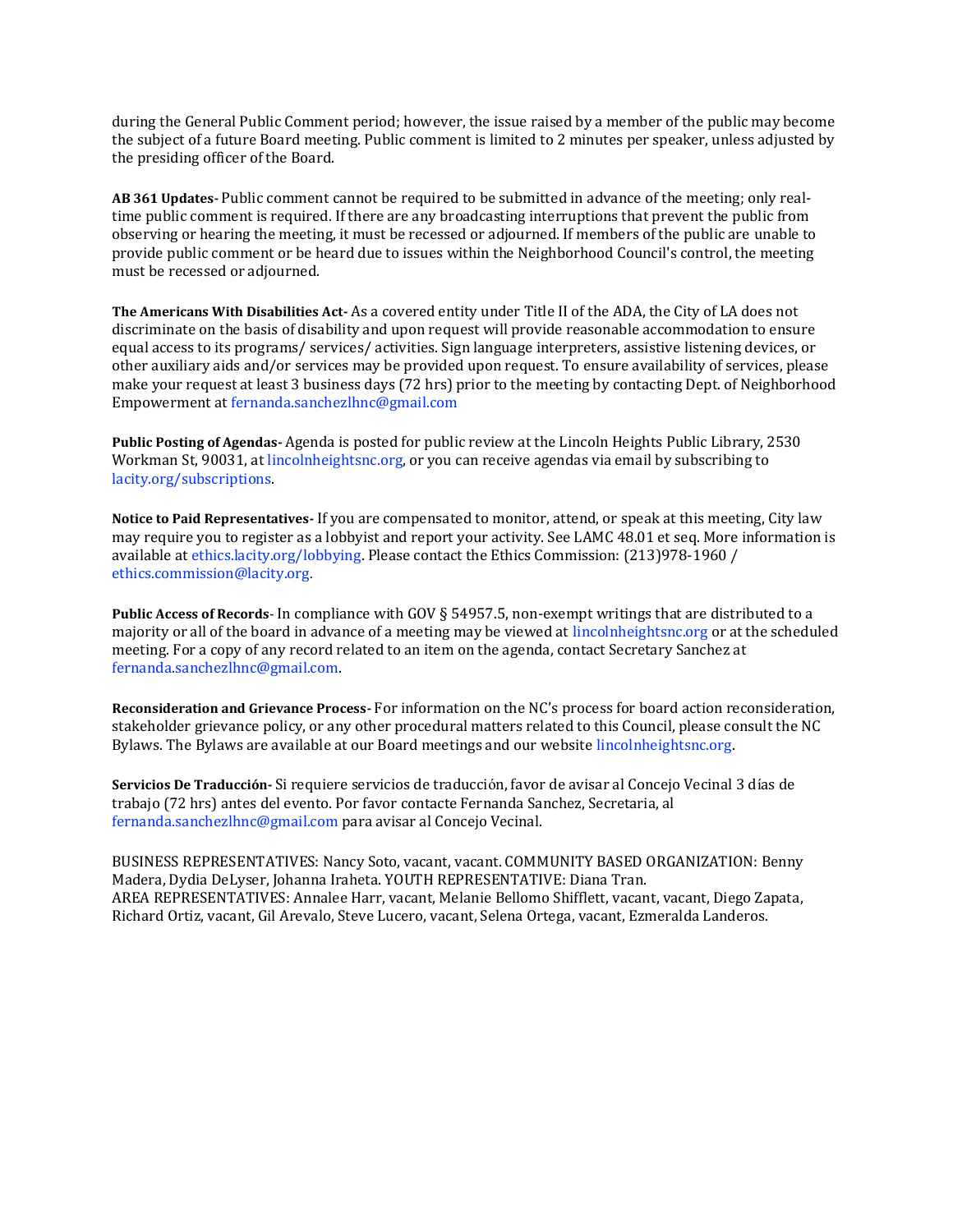during the General Public Comment period; however, the issue raised by a member of the public may become the subject of a future Board meeting. Public comment is limited to 2 minutes per speaker, unless adjusted by the presiding officer of the Board.

**AB 361 Updates-** Public comment cannot be required to be submitted in advance of the meeting; only real-time public comment is required. If there are any broadcasting interruptions that prevent the public from observing or hearing the meeting, it must be recessed or adjourned. If members of the public are unable to provide public comment or be heard due to issues within the Neighborhood Council's control, the meeting must be recessed or adjourned.

**The Americans With Disabilities Act-** As a covered entity under Title II of the ADA, the City of LA does not discriminate on the basis of disability and upon request will provide reasonable accommodation to ensure equal access to its programs/ services/ activities. Sign language interpreters, assistive listening devices, or other auxiliary aids and/or services may be provided upon request. To ensure availability of services, please make your request at least 3 business days (72 hrs) prior to the meeting by contacting Dept. of Neighborhood Empowerment at fernanda.sanchezlhnc@gmail.com

**Public Posting of Agendas-** Agenda is posted for public review at the Lincoln Heights Public Library, 2530 Workman St, 90031, at lincolnheightsnc.org, or you can receive agendas via email by subscribing to lacity.org/subscriptions.

**Notice to Paid Representatives-** If you are compensated to monitor, attend, or speak at this meeting, City law may require you to register as a lobbyist and report your activity. See LAMC 48.01 et seq. More information is available at ethics.lacity.org/lobbying. Please contact the Ethics Commission: (213)978-1960 / ethics.commission@lacity.org.

**Public Access of Records**- In compliance with GOV § 54957.5, non-exempt writings that are distributed to a majority or all of the board in advance of a meeting may be viewed at lincolnheightsnc.org or at the scheduled meeting. For a copy of any record related to an item on the agenda, contact Secretary Sanchez at fernanda.sanchezlhnc@gmail.com.

**Reconsideration and Grievance Process-** For information on the NC's process for board action reconsideration, stakeholder grievance policy, or any other procedural matters related to this Council, please consult the NC Bylaws. The Bylaws are available at our Board meetings and our website lincolnheightsnc.org.

**Servicios De Traducción-** Si requiere servicios de traducción, favor de avisar al Concejo Vecinal 3 días de trabajo (72 hrs) antes del evento. Por favor contacte Fernanda Sanchez, Secretaria, al fernanda.sanchezlhnc@gmail.com para avisar al Concejo Vecinal.

BUSINESS REPRESENTATIVES: Nancy Soto, vacant, vacant. COMMUNITY BASED ORGANIZATION: Benny Madera, Dydia DeLyser, Johanna Iraheta. YOUTH REPRESENTATIVE: Diana Tran.
AREA REPRESENTATIVES: Annalee Harr, vacant, Melanie Bellomo Shifflett, vacant, vacant, Diego Zapata, Richard Ortiz, vacant, Gil Arevalo, Steve Lucero, vacant, Selena Ortega, vacant, Ezmeralda Landeros.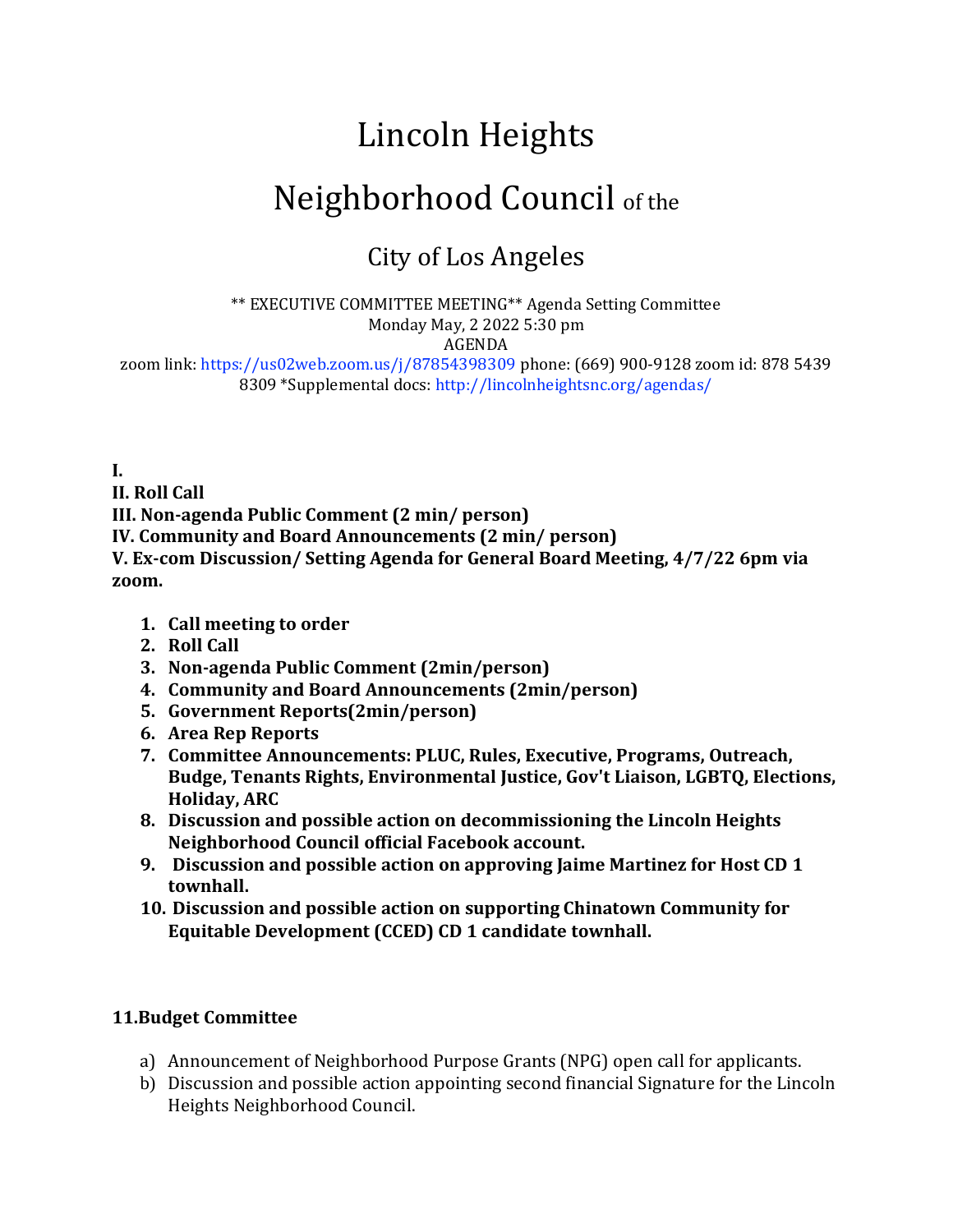# Lincoln Heights

# Neighborhood Council of the

## City of Los Angeles

** EXECUTIVE COMMITTEE MEETING** Agenda Setting Committee
Monday May, 2 2022 5:30 pm
AGENDA
zoom link: https://us02web.zoom.us/j/87854398309 phone: (669) 900-9128 zoom id: 878 5439 8309 *Supplemental docs: http://lincolnheightsnc.org/agendas/

**I.**
**II. Roll Call**
**III. Non-agenda Public Comment (2 min/ person)**
**IV. Community and Board Announcements (2 min/ person)**
**V. Ex-com Discussion/ Setting Agenda for General Board Meeting, 4/7/22 6pm via zoom.**

1. **Call meeting to order**
2. **Roll Call**
3. **Non-agenda Public Comment (2min/person)**
4. **Community and Board Announcements (2min/person)**
5. **Government Reports(2min/person)**
6. **Area Rep Reports**
7. **Committee Announcements: PLUC, Rules, Executive, Programs, Outreach, Budge, Tenants Rights, Environmental Justice, Gov't Liaison, LGBTQ, Elections, Holiday, ARC**
8. **Discussion and possible action on decommissioning the Lincoln Heights Neighborhood Council official Facebook account.**
9. **Discussion and possible action on approving Jaime Martinez for Host CD 1 townhall.**
10. **Discussion and possible action on supporting Chinatown Community for Equitable Development (CCED) CD 1 candidate townhall.**

**11.Budget Committee**

a) Announcement of Neighborhood Purpose Grants (NPG) open call for applicants.
b) Discussion and possible action appointing second financial Signature for the Lincoln Heights Neighborhood Council.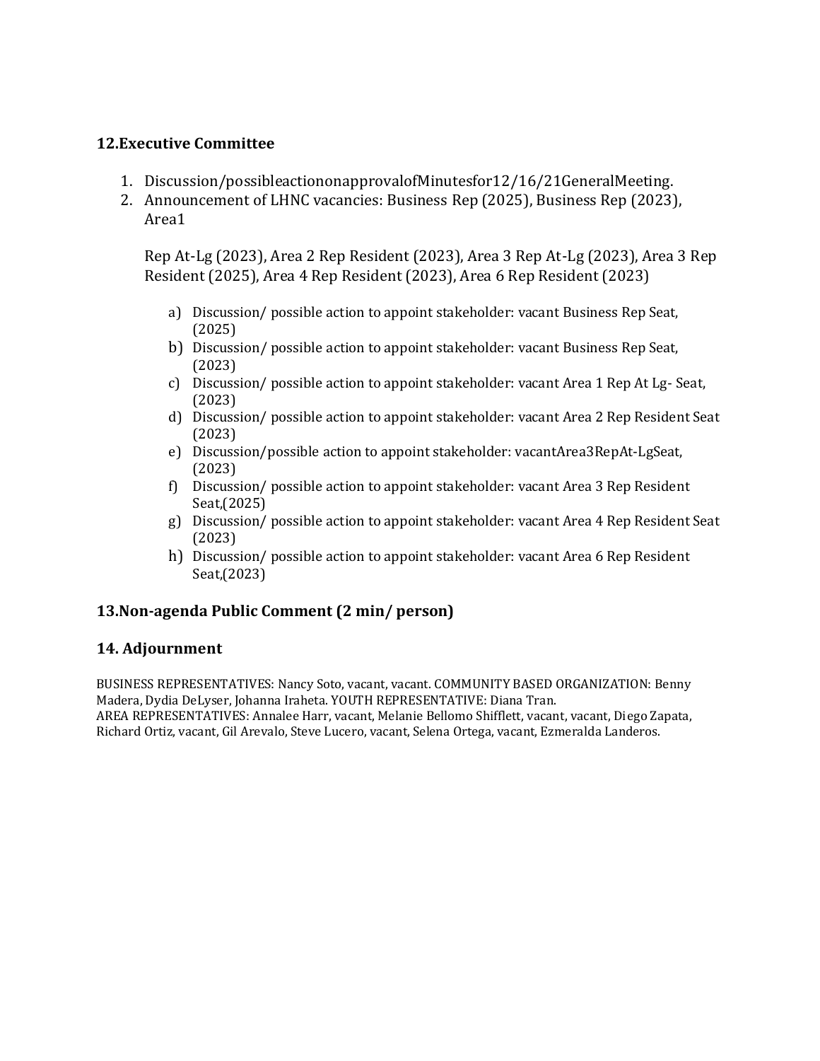## 12.Executive Committee

1. Discussion/possibleactiononapprovalofMinutesfor12/16/21GeneralMeeting.
2. Announcement of LHNC vacancies: Business Rep (2025), Business Rep (2023), Area1

   Rep At-Lg (2023), Area 2 Rep Resident (2023), Area 3 Rep At-Lg (2023), Area 3 Rep Resident (2025), Area 4 Rep Resident (2023), Area 6 Rep Resident (2023)

   a) Discussion/ possible action to appoint stakeholder: vacant Business Rep Seat, (2025)
   b) Discussion/ possible action to appoint stakeholder: vacant Business Rep Seat, (2023)
   c) Discussion/ possible action to appoint stakeholder: vacant Area 1 Rep At Lg- Seat, (2023)
   d) Discussion/ possible action to appoint stakeholder: vacant Area 2 Rep Resident Seat (2023)
   e) Discussion/possible action to appoint stakeholder: vacantArea3RepAt-LgSeat, (2023)
   f) Discussion/ possible action to appoint stakeholder: vacant Area 3 Rep Resident Seat,(2025)
   g) Discussion/ possible action to appoint stakeholder: vacant Area 4 Rep Resident Seat (2023)
   h) Discussion/ possible action to appoint stakeholder: vacant Area 6 Rep Resident Seat,(2023)

## 13.Non-agenda Public Comment (2 min/ person)

## 14. Adjournment

BUSINESS REPRESENTATIVES: Nancy Soto, vacant, vacant. COMMUNITY BASED ORGANIZATION: Benny Madera, Dydia DeLyser, Johanna Iraheta. YOUTH REPRESENTATIVE: Diana Tran.
AREA REPRESENTATIVES: Annalee Harr, vacant, Melanie Bellomo Shifflett, vacant, vacant, Diego Zapata, Richard Ortiz, vacant, Gil Arevalo, Steve Lucero, vacant, Selena Ortega, vacant, Ezmeralda Landeros.